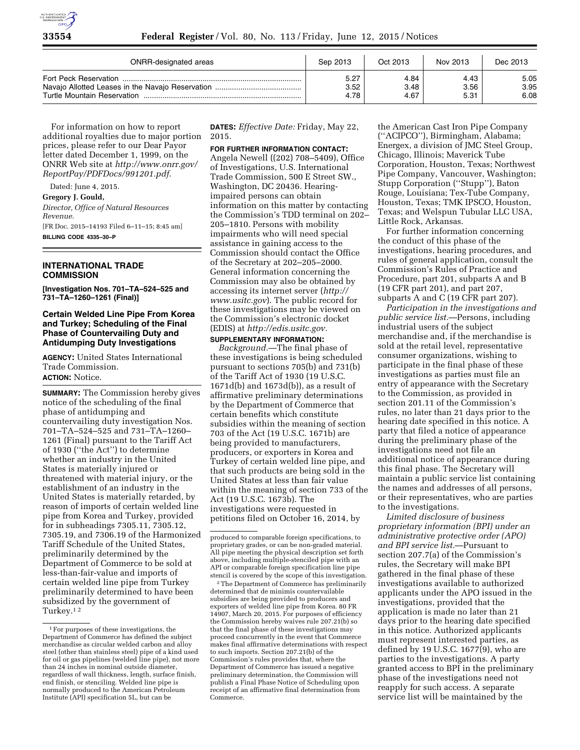| ONRR-designated areas | Sep 2013 | Oct 2013 | Nov 2013 | Dec 2013 |
|---|---|---|---|---|
| Fort Peck Reservation | 5.27 | 4.84 | 4.43 | 5.05 |
| Navajo Allotted Leases in the Navajo Reservation | 3.52 | 3.48 | 3.56 | 3.95 |
| Turtle Mountain Reservation | 4.78 | 4.67 | 5.31 | 6.08 |

For information on how to report additional royalties due to major portion prices, please refer to our Dear Payor letter dated December 1, 1999, on the ONRR Web site at *http://www.onrr.gov/ReportPay/PDFDocs/991201.pdf*.

Dated: June 4, 2015.

**Gregory J. Gould,**

*Director, Office of Natural Resources Revenue.*

[FR Doc. 2015–14193 Filed 6–11–15; 8:45 am]

**BILLING CODE 4335–30–P**

## INTERNATIONAL TRADE COMMISSION

**[Investigation Nos. 701–TA–524–525 and 731–TA–1260–1261 (Final)]**

### Certain Welded Line Pipe From Korea and Turkey; Scheduling of the Final Phase of Countervailing Duty and Antidumping Duty Investigations

**AGENCY:** United States International Trade Commission.

**ACTION:** Notice.

**SUMMARY:** The Commission hereby gives notice of the scheduling of the final phase of antidumping and countervailing duty investigation Nos. 701–TA–524–525 and 731–TA–1260–1261 (Final) pursuant to the Tariff Act of 1930 (''the Act'') to determine whether an industry in the United States is materially injured or threatened with material injury, or the establishment of an industry in the United States is materially retarded, by reason of imports of certain welded line pipe from Korea and Turkey, provided for in subheadings 7305.11, 7305.12, 7305.19, and 7306.19 of the Harmonized Tariff Schedule of the United States, preliminarily determined by the Department of Commerce to be sold at less-than-fair-value and imports of certain welded line pipe from Turkey preliminarily determined to have been subsidized by the government of Turkey.[1] [2]

**DATES:** *Effective Date:* Friday, May 22, 2015.

**FOR FURTHER INFORMATION CONTACT:** Angela Newell ((202) 708–5409), Office of Investigations, U.S. International Trade Commission, 500 E Street SW., Washington, DC 20436. Hearing-impaired persons can obtain information on this matter by contacting the Commission's TDD terminal on 202–205–1810. Persons with mobility impairments who will need special assistance in gaining access to the Commission should contact the Office of the Secretary at 202–205–2000. General information concerning the Commission may also be obtained by accessing its internet server (*http://www.usitc.gov*). The public record for these investigations may be viewed on the Commission's electronic docket (EDIS) at *http://edis.usitc.gov.*

**SUPPLEMENTARY INFORMATION:**

*Background.*—The final phase of these investigations is being scheduled pursuant to sections 705(b) and 731(b) of the Tariff Act of 1930 (19 U.S.C. 1671d(b) and 1673d(b)), as a result of affirmative preliminary determinations by the Department of Commerce that certain benefits which constitute subsidies within the meaning of section 703 of the Act (19 U.S.C. 1671b) are being provided to manufacturers, producers, or exporters in Korea and Turkey of certain welded line pipe, and that such products are being sold in the United States at less than fair value within the meaning of section 733 of the Act (19 U.S.C. 1673b). The investigations were requested in petitions filed on October 16, 2014, by the American Cast Iron Pipe Company (''ACIPCO''), Birmingham, Alabama; Energex, a division of JMC Steel Group, Chicago, Illinois; Maverick Tube Corporation, Houston, Texas; Northwest Pipe Company, Vancouver, Washington; Stupp Corporation (''Stupp''), Baton Rouge, Louisiana; Tex-Tube Company, Houston, Texas; TMK IPSCO, Houston, Texas; and Welspun Tubular LLC USA, Little Rock, Arkansas.

For further information concerning the conduct of this phase of the investigations, hearing procedures, and rules of general application, consult the Commission's Rules of Practice and Procedure, part 201, subparts A and B (19 CFR part 201), and part 207, subparts A and C (19 CFR part 207).

*Participation in the investigations and public service list.*—Persons, including industrial users of the subject merchandise and, if the merchandise is sold at the retail level, representative consumer organizations, wishing to participate in the final phase of these investigations as parties must file an entry of appearance with the Secretary to the Commission, as provided in section 201.11 of the Commission's rules, no later than 21 days prior to the hearing date specified in this notice. A party that filed a notice of appearance during the preliminary phase of the investigations need not file an additional notice of appearance during this final phase. The Secretary will maintain a public service list containing the names and addresses of all persons, or their representatives, who are parties to the investigations.

*Limited disclosure of business proprietary information (BPI) under an administrative protective order (APO) and BPI service list.*—Pursuant to section 207.7(a) of the Commission's rules, the Secretary will make BPI gathered in the final phase of these investigations available to authorized applicants under the APO issued in the investigations, provided that the application is made no later than 21 days prior to the hearing date specified in this notice. Authorized applicants must represent interested parties, as defined by 19 U.S.C. 1677(9), who are parties to the investigations. A party granted access to BPI in the preliminary phase of the investigations need not reapply for such access. A separate service list will be maintained by the

---

[1] For purposes of these investigations, the Department of Commerce has defined the subject merchandise as circular welded carbon and alloy steel (other than stainless steel) pipe of a kind used for oil or gas pipelines (welded line pipe), not more than 24 inches in nominal outside diameter, regardless of wall thickness, length, surface finish, end finish, or stenciling. Welded line pipe is normally produced to the American Petroleum Institute (API) specification 5L, but can be produced to comparable foreign specifications, to proprietary grades, or can be non-graded material. All pipe meeting the physical description set forth above, including multiple-stenciled pipe with an API or comparable foreign specification line pipe stencil is covered by the scope of this investigation.

[2] The Department of Commerce has preliminarily determined that de minimis countervailable subsidies are being provided to producers and exporters of welded line pipe from Korea. 80 FR 14907, March 20, 2015. For purposes of efficiency the Commission hereby waives rule 207.21(b) so that the final phase of these investigations may proceed concurrently in the event that Commerce makes final affirmative determinations with respect to such imports. Section 207.21(b) of the Commission's rules provides that, where the Department of Commerce has issued a negative preliminary determination, the Commission will publish a Final Phase Notice of Scheduling upon receipt of an affirmative final determination from Commerce.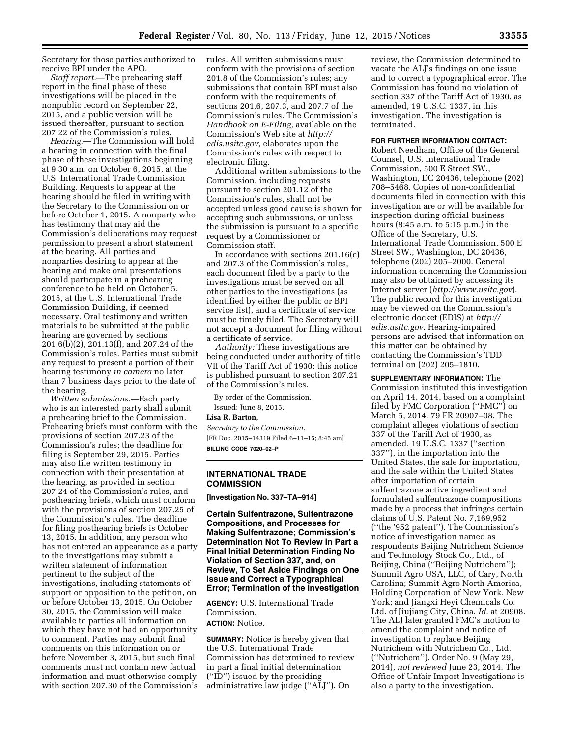Secretary for those parties authorized to receive BPI under the APO.

*Staff report.*—The prehearing staff report in the final phase of these investigations will be placed in the nonpublic record on September 22, 2015, and a public version will be issued thereafter, pursuant to section 207.22 of the Commission's rules.

*Hearing.*—The Commission will hold a hearing in connection with the final phase of these investigations beginning at 9:30 a.m. on October 6, 2015, at the U.S. International Trade Commission Building. Requests to appear at the hearing should be filed in writing with the Secretary to the Commission on or before October 1, 2015. A nonparty who has testimony that may aid the Commission's deliberations may request permission to present a short statement at the hearing. All parties and nonparties desiring to appear at the hearing and make oral presentations should participate in a prehearing conference to be held on October 5, 2015, at the U.S. International Trade Commission Building, if deemed necessary. Oral testimony and written materials to be submitted at the public hearing are governed by sections 201.6(b)(2), 201.13(f), and 207.24 of the Commission's rules. Parties must submit any request to present a portion of their hearing testimony *in camera* no later than 7 business days prior to the date of the hearing.

*Written submissions.*—Each party who is an interested party shall submit a prehearing brief to the Commission. Prehearing briefs must conform with the provisions of section 207.23 of the Commission's rules; the deadline for filing is September 29, 2015. Parties may also file written testimony in connection with their presentation at the hearing, as provided in section 207.24 of the Commission's rules, and posthearing briefs, which must conform with the provisions of section 207.25 of the Commission's rules. The deadline for filing posthearing briefs is October 13, 2015. In addition, any person who has not entered an appearance as a party to the investigations may submit a written statement of information pertinent to the subject of the investigations, including statements of support or opposition to the petition, on or before October 13, 2015. On October 30, 2015, the Commission will make available to parties all information on which they have not had an opportunity to comment. Parties may submit final comments on this information on or before November 3, 2015, but such final comments must not contain new factual information and must otherwise comply with section 207.30 of the Commission's rules. All written submissions must conform with the provisions of section 201.8 of the Commission's rules; any submissions that contain BPI must also conform with the requirements of sections 201.6, 207.3, and 207.7 of the Commission's rules. The Commission's *Handbook on E-Filing,* available on the Commission's Web site at *http://edis.usitc.gov,* elaborates upon the Commission's rules with respect to electronic filing.

Additional written submissions to the Commission, including requests pursuant to section 201.12 of the Commission's rules, shall not be accepted unless good cause is shown for accepting such submissions, or unless the submission is pursuant to a specific request by a Commissioner or Commission staff.

In accordance with sections 201.16(c) and 207.3 of the Commission's rules, each document filed by a party to the investigations must be served on all other parties to the investigations (as identified by either the public or BPI service list), and a certificate of service must be timely filed. The Secretary will not accept a document for filing without a certificate of service.

*Authority:* These investigations are being conducted under authority of title VII of the Tariff Act of 1930; this notice is published pursuant to section 207.21 of the Commission's rules.

By order of the Commission.

Issued: June 8, 2015.

**Lisa R. Barton,**

*Secretary to the Commission.*

[FR Doc. 2015–14319 Filed 6–11–15; 8:45 am]

**BILLING CODE 7020–02–P**

## INTERNATIONAL TRADE COMMISSION

**[Investigation No. 337–TA–914]**

### Certain Sulfentrazone, Sulfentrazone Compositions, and Processes for Making Sulfentrazone; Commission's Determination Not To Review in Part a Final Initial Determination Finding No Violation of Section 337, and, on Review, To Set Aside Findings on One Issue and Correct a Typographical Error; Termination of the Investigation

**AGENCY:** U.S. International Trade Commission.

**ACTION:** Notice.

**SUMMARY:** Notice is hereby given that the U.S. International Trade Commission has determined to review in part a final initial determination (''ID'') issued by the presiding administrative law judge (''ALJ''). On review, the Commission determined to vacate the ALJ's findings on one issue and to correct a typographical error. The Commission has found no violation of section 337 of the Tariff Act of 1930, as amended, 19 U.S.C. 1337, in this investigation. The investigation is terminated.

**FOR FURTHER INFORMATION CONTACT:** Robert Needham, Office of the General Counsel, U.S. International Trade Commission, 500 E Street SW., Washington, DC 20436, telephone (202) 708–5468. Copies of non-confidential documents filed in connection with this investigation are or will be available for inspection during official business hours (8:45 a.m. to 5:15 p.m.) in the Office of the Secretary, U.S. International Trade Commission, 500 E Street SW., Washington, DC 20436, telephone (202) 205–2000. General information concerning the Commission may also be obtained by accessing its Internet server (*http://www.usitc.gov*). The public record for this investigation may be viewed on the Commission's electronic docket (EDIS) at *http://edis.usitc.gov.* Hearing-impaired persons are advised that information on this matter can be obtained by contacting the Commission's TDD terminal on (202) 205–1810.

**SUPPLEMENTARY INFORMATION:** The Commission instituted this investigation on April 14, 2014, based on a complaint filed by FMC Corporation (''FMC'') on March 5, 2014. 79 FR 20907–08. The complaint alleges violations of section 337 of the Tariff Act of 1930, as amended, 19 U.S.C. 1337 (''section 337''), in the importation into the United States, the sale for importation, and the sale within the United States after importation of certain sulfentrazone active ingredient and formulated sulfentrazone compositions made by a process that infringes certain claims of U.S. Patent No. 7,169,952 (''the '952 patent''). The Commission's notice of investigation named as respondents Beijing Nutrichem Science and Technology Stock Co., Ltd., of Beijing, China (''Beijing Nutrichem''); Summit Agro USA, LLC, of Cary, North Carolina; Summit Agro North America, Holding Corporation of New York, New York; and Jiangxi Heyi Chemicals Co. Ltd. of Jiujiang City, China. *Id.* at 20908. The ALJ later granted FMC's motion to amend the complaint and notice of investigation to replace Beijing Nutrichem with Nutrichem Co., Ltd. (''Nutrichem''). Order No. 9 (May 29, 2014), *not reviewed* June 23, 2014. The Office of Unfair Import Investigations is also a party to the investigation.